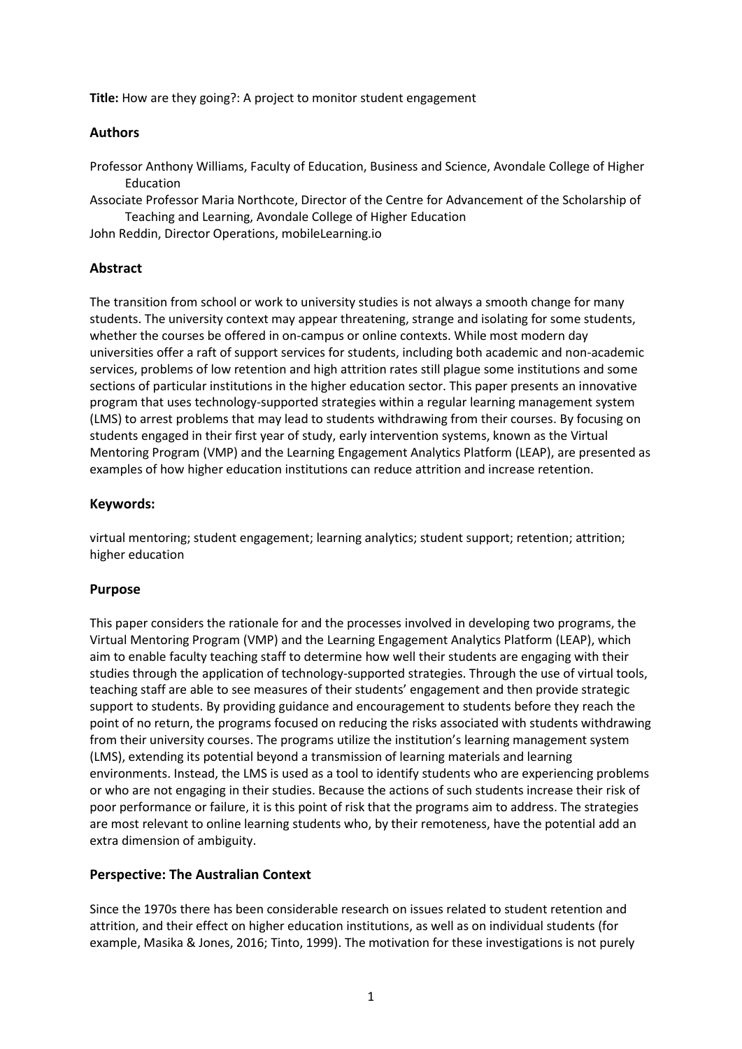**Title:** How are they going?: A project to monitor student engagement

## Authors

Professor Anthony Williams, Faculty of Education, Business and Science, Avondale College of Higher Education

Associate Professor Maria Northcote, Director of the Centre for Advancement of the Scholarship of Teaching and Learning, Avondale College of Higher Education

John Reddin, Director Operations, mobileLearning.io

## Abstract

The transition from school or work to university studies is not always a smooth change for many students. The university context may appear threatening, strange and isolating for some students, whether the courses be offered in on-campus or online contexts. While most modern day universities offer a raft of support services for students, including both academic and non-academic services, problems of low retention and high attrition rates still plague some institutions and some sections of particular institutions in the higher education sector. This paper presents an innovative program that uses technology-supported strategies within a regular learning management system (LMS) to arrest problems that may lead to students withdrawing from their courses. By focusing on students engaged in their first year of study, early intervention systems, known as the Virtual Mentoring Program (VMP) and the Learning Engagement Analytics Platform (LEAP), are presented as examples of how higher education institutions can reduce attrition and increase retention.

## Keywords:

virtual mentoring; student engagement; learning analytics; student support; retention; attrition; higher education

## Purpose

This paper considers the rationale for and the processes involved in developing two programs, the Virtual Mentoring Program (VMP) and the Learning Engagement Analytics Platform (LEAP), which aim to enable faculty teaching staff to determine how well their students are engaging with their studies through the application of technology-supported strategies. Through the use of virtual tools, teaching staff are able to see measures of their students' engagement and then provide strategic support to students. By providing guidance and encouragement to students before they reach the point of no return, the programs focused on reducing the risks associated with students withdrawing from their university courses. The programs utilize the institution's learning management system (LMS), extending its potential beyond a transmission of learning materials and learning environments. Instead, the LMS is used as a tool to identify students who are experiencing problems or who are not engaging in their studies. Because the actions of such students increase their risk of poor performance or failure, it is this point of risk that the programs aim to address. The strategies are most relevant to online learning students who, by their remoteness, have the potential add an extra dimension of ambiguity.

## Perspective: The Australian Context

Since the 1970s there has been considerable research on issues related to student retention and attrition, and their effect on higher education institutions, as well as on individual students (for example, Masika & Jones, 2016; Tinto, 1999). The motivation for these investigations is not purely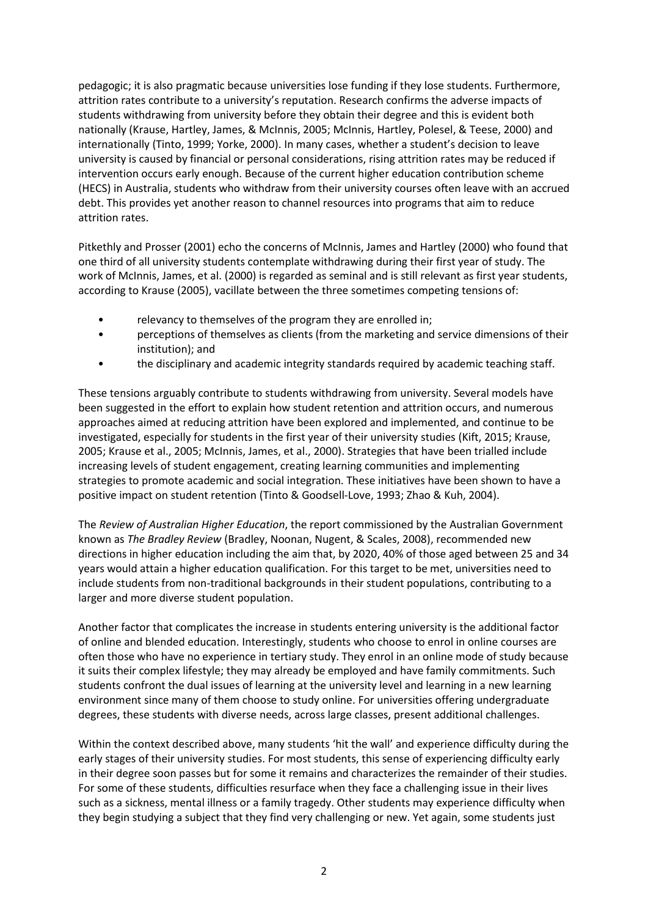pedagogic; it is also pragmatic because universities lose funding if they lose students. Furthermore, attrition rates contribute to a university's reputation. Research confirms the adverse impacts of students withdrawing from university before they obtain their degree and this is evident both nationally (Krause, Hartley, James, & McInnis, 2005; McInnis, Hartley, Polesel, & Teese, 2000) and internationally (Tinto, 1999; Yorke, 2000). In many cases, whether a student's decision to leave university is caused by financial or personal considerations, rising attrition rates may be reduced if intervention occurs early enough. Because of the current higher education contribution scheme (HECS) in Australia, students who withdraw from their university courses often leave with an accrued debt. This provides yet another reason to channel resources into programs that aim to reduce attrition rates.

Pitkethly and Prosser (2001) echo the concerns of McInnis, James and Hartley (2000) who found that one third of all university students contemplate withdrawing during their first year of study. The work of McInnis, James, et al. (2000) is regarded as seminal and is still relevant as first year students, according to Krause (2005), vacillate between the three sometimes competing tensions of:

- relevancy to themselves of the program they are enrolled in;
- perceptions of themselves as clients (from the marketing and service dimensions of their institution); and
- the disciplinary and academic integrity standards required by academic teaching staff.

These tensions arguably contribute to students withdrawing from university. Several models have been suggested in the effort to explain how student retention and attrition occurs, and numerous approaches aimed at reducing attrition have been explored and implemented, and continue to be investigated, especially for students in the first year of their university studies (Kift, 2015; Krause, 2005; Krause et al., 2005; McInnis, James, et al., 2000). Strategies that have been trialled include increasing levels of student engagement, creating learning communities and implementing strategies to promote academic and social integration. These initiatives have been shown to have a positive impact on student retention (Tinto & Goodsell-Love, 1993; Zhao & Kuh, 2004).

The *Review of Australian Higher Education*, the report commissioned by the Australian Government known as *The Bradley Review* (Bradley, Noonan, Nugent, & Scales, 2008), recommended new directions in higher education including the aim that, by 2020, 40% of those aged between 25 and 34 years would attain a higher education qualification. For this target to be met, universities need to include students from non-traditional backgrounds in their student populations, contributing to a larger and more diverse student population.

Another factor that complicates the increase in students entering university is the additional factor of online and blended education. Interestingly, students who choose to enrol in online courses are often those who have no experience in tertiary study. They enrol in an online mode of study because it suits their complex lifestyle; they may already be employed and have family commitments. Such students confront the dual issues of learning at the university level and learning in a new learning environment since many of them choose to study online. For universities offering undergraduate degrees, these students with diverse needs, across large classes, present additional challenges.

Within the context described above, many students 'hit the wall' and experience difficulty during the early stages of their university studies. For most students, this sense of experiencing difficulty early in their degree soon passes but for some it remains and characterizes the remainder of their studies. For some of these students, difficulties resurface when they face a challenging issue in their lives such as a sickness, mental illness or a family tragedy. Other students may experience difficulty when they begin studying a subject that they find very challenging or new. Yet again, some students just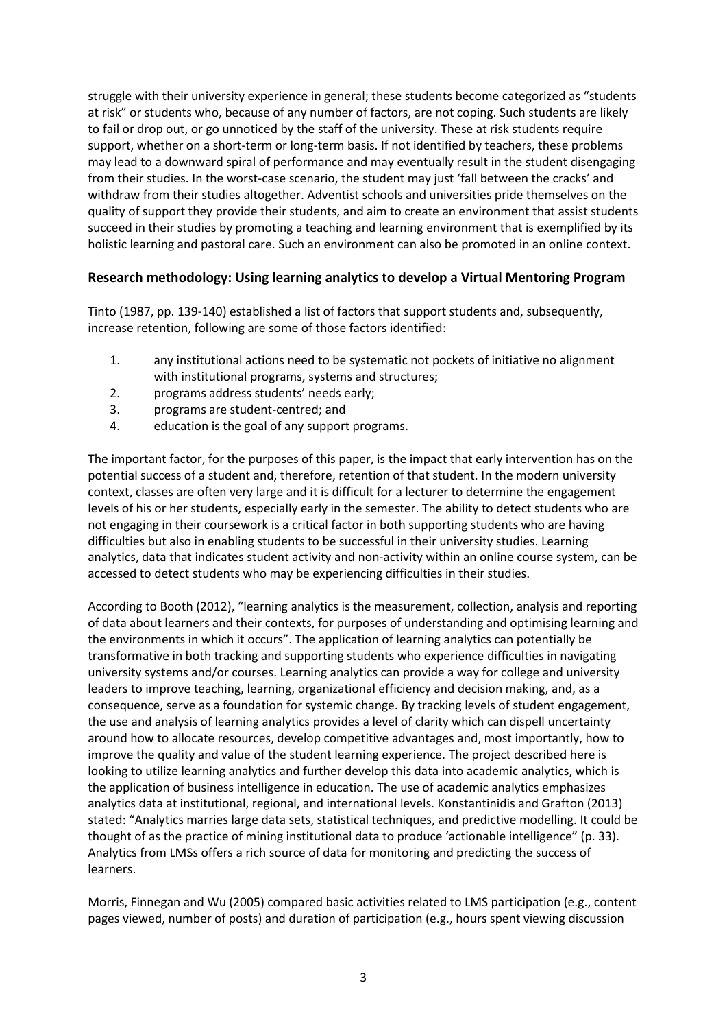struggle with their university experience in general; these students become categorized as "students at risk" or students who, because of any number of factors, are not coping. Such students are likely to fail or drop out, or go unnoticed by the staff of the university. These at risk students require support, whether on a short-term or long-term basis. If not identified by teachers, these problems may lead to a downward spiral of performance and may eventually result in the student disengaging from their studies. In the worst-case scenario, the student may just 'fall between the cracks' and withdraw from their studies altogether. Adventist schools and universities pride themselves on the quality of support they provide their students, and aim to create an environment that assist students succeed in their studies by promoting a teaching and learning environment that is exemplified by its holistic learning and pastoral care. Such an environment can also be promoted in an online context.

## Research methodology: Using learning analytics to develop a Virtual Mentoring Program

Tinto (1987, pp. 139-140) established a list of factors that support students and, subsequently, increase retention, following are some of those factors identified:

1. any institutional actions need to be systematic not pockets of initiative no alignment with institutional programs, systems and structures;
2. programs address students' needs early;
3. programs are student-centred; and
4. education is the goal of any support programs.

The important factor, for the purposes of this paper, is the impact that early intervention has on the potential success of a student and, therefore, retention of that student. In the modern university context, classes are often very large and it is difficult for a lecturer to determine the engagement levels of his or her students, especially early in the semester. The ability to detect students who are not engaging in their coursework is a critical factor in both supporting students who are having difficulties but also in enabling students to be successful in their university studies. Learning analytics, data that indicates student activity and non-activity within an online course system, can be accessed to detect students who may be experiencing difficulties in their studies.

According to Booth (2012), "learning analytics is the measurement, collection, analysis and reporting of data about learners and their contexts, for purposes of understanding and optimising learning and the environments in which it occurs". The application of learning analytics can potentially be transformative in both tracking and supporting students who experience difficulties in navigating university systems and/or courses. Learning analytics can provide a way for college and university leaders to improve teaching, learning, organizational efficiency and decision making, and, as a consequence, serve as a foundation for systemic change. By tracking levels of student engagement, the use and analysis of learning analytics provides a level of clarity which can dispell uncertainty around how to allocate resources, develop competitive advantages and, most importantly, how to improve the quality and value of the student learning experience. The project described here is looking to utilize learning analytics and further develop this data into academic analytics, which is the application of business intelligence in education. The use of academic analytics emphasizes analytics data at institutional, regional, and international levels. Konstantinidis and Grafton (2013) stated: "Analytics marries large data sets, statistical techniques, and predictive modelling. It could be thought of as the practice of mining institutional data to produce 'actionable intelligence" (p. 33). Analytics from LMSs offers a rich source of data for monitoring and predicting the success of learners.

Morris, Finnegan and Wu (2005) compared basic activities related to LMS participation (e.g., content pages viewed, number of posts) and duration of participation (e.g., hours spent viewing discussion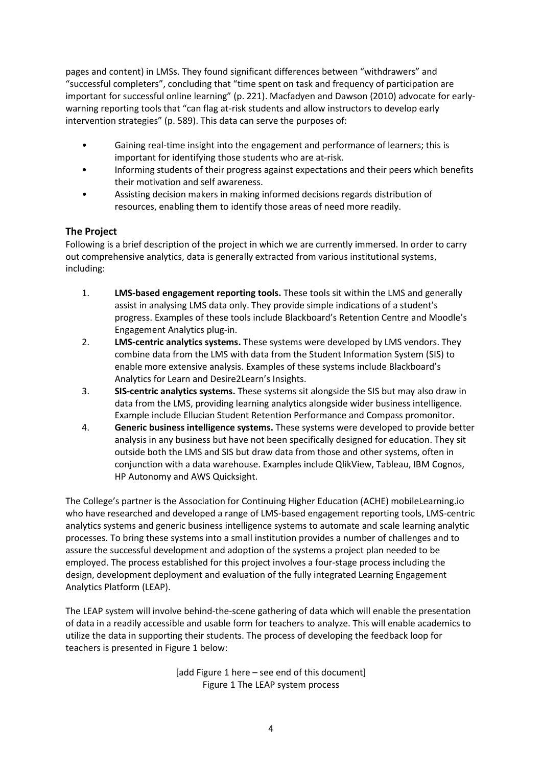pages and content) in LMSs. They found significant differences between "withdrawers" and "successful completers", concluding that "time spent on task and frequency of participation are important for successful online learning" (p. 221). Macfadyen and Dawson (2010) advocate for early-warning reporting tools that "can flag at-risk students and allow instructors to develop early intervention strategies" (p. 589). This data can serve the purposes of:

- Gaining real-time insight into the engagement and performance of learners; this is important for identifying those students who are at-risk.
- Informing students of their progress against expectations and their peers which benefits their motivation and self awareness.
- Assisting decision makers in making informed decisions regards distribution of resources, enabling them to identify those areas of need more readily.

## The Project

Following is a brief description of the project in which we are currently immersed. In order to carry out comprehensive analytics, data is generally extracted from various institutional systems, including:

1. **LMS-based engagement reporting tools.** These tools sit within the LMS and generally assist in analysing LMS data only. They provide simple indications of a student's progress. Examples of these tools include Blackboard's Retention Centre and Moodle's Engagement Analytics plug-in.
2. **LMS-centric analytics systems.** These systems were developed by LMS vendors. They combine data from the LMS with data from the Student Information System (SIS) to enable more extensive analysis. Examples of these systems include Blackboard's Analytics for Learn and Desire2Learn's Insights.
3. **SIS-centric analytics systems.** These systems sit alongside the SIS but may also draw in data from the LMS, providing learning analytics alongside wider business intelligence. Example include Ellucian Student Retention Performance and Compass promonitor.
4. **Generic business intelligence systems.** These systems were developed to provide better analysis in any business but have not been specifically designed for education. They sit outside both the LMS and SIS but draw data from those and other systems, often in conjunction with a data warehouse. Examples include QlikView, Tableau, IBM Cognos, HP Autonomy and AWS Quicksight.

The College's partner is the Association for Continuing Higher Education (ACHE) mobileLearning.io who have researched and developed a range of LMS-based engagement reporting tools, LMS-centric analytics systems and generic business intelligence systems to automate and scale learning analytic processes. To bring these systems into a small institution provides a number of challenges and to assure the successful development and adoption of the systems a project plan needed to be employed. The process established for this project involves a four-stage process including the design, development deployment and evaluation of the fully integrated Learning Engagement Analytics Platform (LEAP).

The LEAP system will involve behind-the-scene gathering of data which will enable the presentation of data in a readily accessible and usable form for teachers to analyze. This will enable academics to utilize the data in supporting their students. The process of developing the feedback loop for teachers is presented in Figure 1 below:

[add Figure 1 here – see end of this document]
Figure 1 The LEAP system process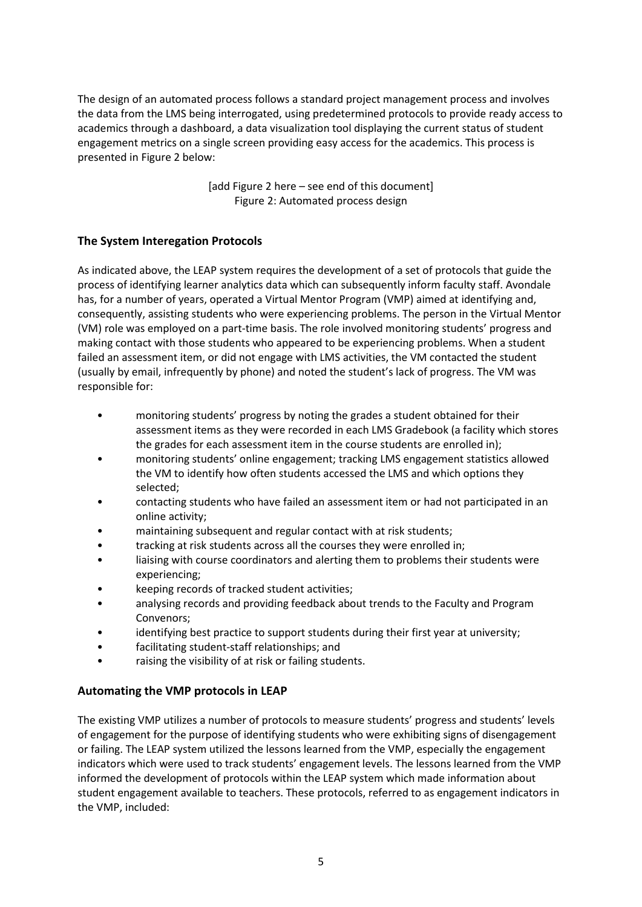The design of an automated process follows a standard project management process and involves the data from the LMS being interrogated, using predetermined protocols to provide ready access to academics through a dashboard, a data visualization tool displaying the current status of student engagement metrics on a single screen providing easy access for the academics. This process is presented in Figure 2 below:

[add Figure 2 here – see end of this document]
Figure 2: Automated process design

## The System Interegation Protocols

As indicated above, the LEAP system requires the development of a set of protocols that guide the process of identifying learner analytics data which can subsequently inform faculty staff. Avondale has, for a number of years, operated a Virtual Mentor Program (VMP) aimed at identifying and, consequently, assisting students who were experiencing problems. The person in the Virtual Mentor (VM) role was employed on a part-time basis. The role involved monitoring students' progress and making contact with those students who appeared to be experiencing problems. When a student failed an assessment item, or did not engage with LMS activities, the VM contacted the student (usually by email, infrequently by phone) and noted the student's lack of progress. The VM was responsible for:

- monitoring students' progress by noting the grades a student obtained for their assessment items as they were recorded in each LMS Gradebook (a facility which stores the grades for each assessment item in the course students are enrolled in);
- monitoring students' online engagement; tracking LMS engagement statistics allowed the VM to identify how often students accessed the LMS and which options they selected;
- contacting students who have failed an assessment item or had not participated in an online activity;
- maintaining subsequent and regular contact with at risk students;
- tracking at risk students across all the courses they were enrolled in;
- liaising with course coordinators and alerting them to problems their students were experiencing;
- keeping records of tracked student activities;
- analysing records and providing feedback about trends to the Faculty and Program Convenors;
- identifying best practice to support students during their first year at university;
- facilitating student-staff relationships; and
- raising the visibility of at risk or failing students.

## Automating the VMP protocols in LEAP

The existing VMP utilizes a number of protocols to measure students' progress and students' levels of engagement for the purpose of identifying students who were exhibiting signs of disengagement or failing. The LEAP system utilized the lessons learned from the VMP, especially the engagement indicators which were used to track students' engagement levels. The lessons learned from the VMP informed the development of protocols within the LEAP system which made information about student engagement available to teachers. These protocols, referred to as engagement indicators in the VMP, included: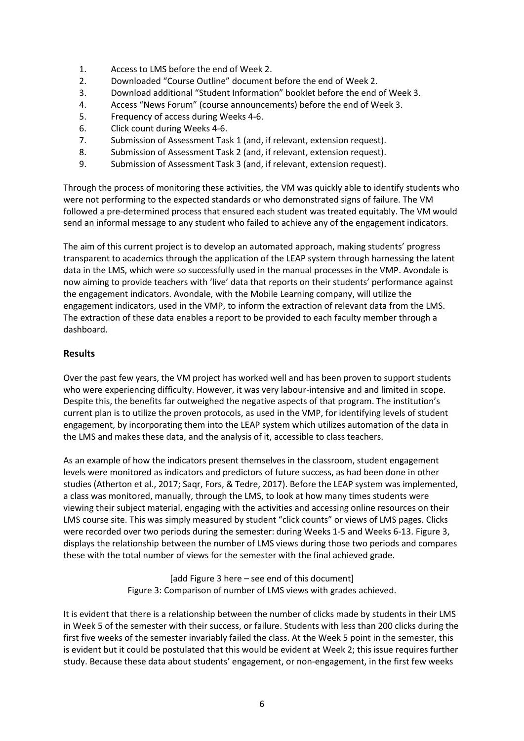1. Access to LMS before the end of Week 2.
2. Downloaded "Course Outline" document before the end of Week 2.
3. Download additional "Student Information" booklet before the end of Week 3.
4. Access "News Forum" (course announcements) before the end of Week 3.
5. Frequency of access during Weeks 4-6.
6. Click count during Weeks 4-6.
7. Submission of Assessment Task 1 (and, if relevant, extension request).
8. Submission of Assessment Task 2 (and, if relevant, extension request).
9. Submission of Assessment Task 3 (and, if relevant, extension request).

Through the process of monitoring these activities, the VM was quickly able to identify students who were not performing to the expected standards or who demonstrated signs of failure. The VM followed a pre-determined process that ensured each student was treated equitably. The VM would send an informal message to any student who failed to achieve any of the engagement indicators.

The aim of this current project is to develop an automated approach, making students' progress transparent to academics through the application of the LEAP system through harnessing the latent data in the LMS, which were so successfully used in the manual processes in the VMP. Avondale is now aiming to provide teachers with 'live' data that reports on their students' performance against the engagement indicators. Avondale, with the Mobile Learning company, will utilize the engagement indicators, used in the VMP, to inform the extraction of relevant data from the LMS. The extraction of these data enables a report to be provided to each faculty member through a dashboard.

## Results

Over the past few years, the VM project has worked well and has been proven to support students who were experiencing difficulty. However, it was very labour-intensive and and limited in scope. Despite this, the benefits far outweighed the negative aspects of that program. The institution's current plan is to utilize the proven protocols, as used in the VMP, for identifying levels of student engagement, by incorporating them into the LEAP system which utilizes automation of the data in the LMS and makes these data, and the analysis of it, accessible to class teachers.

As an example of how the indicators present themselves in the classroom, student engagement levels were monitored as indicators and predictors of future success, as had been done in other studies (Atherton et al., 2017; Saqr, Fors, & Tedre, 2017). Before the LEAP system was implemented, a class was monitored, manually, through the LMS, to look at how many times students were viewing their subject material, engaging with the activities and accessing online resources on their LMS course site. This was simply measured by student "click counts" or views of LMS pages. Clicks were recorded over two periods during the semester: during Weeks 1-5 and Weeks 6-13. Figure 3, displays the relationship between the number of LMS views during those two periods and compares these with the total number of views for the semester with the final achieved grade.

[add Figure 3 here – see end of this document]

Figure 3: Comparison of number of LMS views with grades achieved.

It is evident that there is a relationship between the number of clicks made by students in their LMS in Week 5 of the semester with their success, or failure. Students with less than 200 clicks during the first five weeks of the semester invariably failed the class. At the Week 5 point in the semester, this is evident but it could be postulated that this would be evident at Week 2; this issue requires further study. Because these data about students' engagement, or non-engagement, in the first few weeks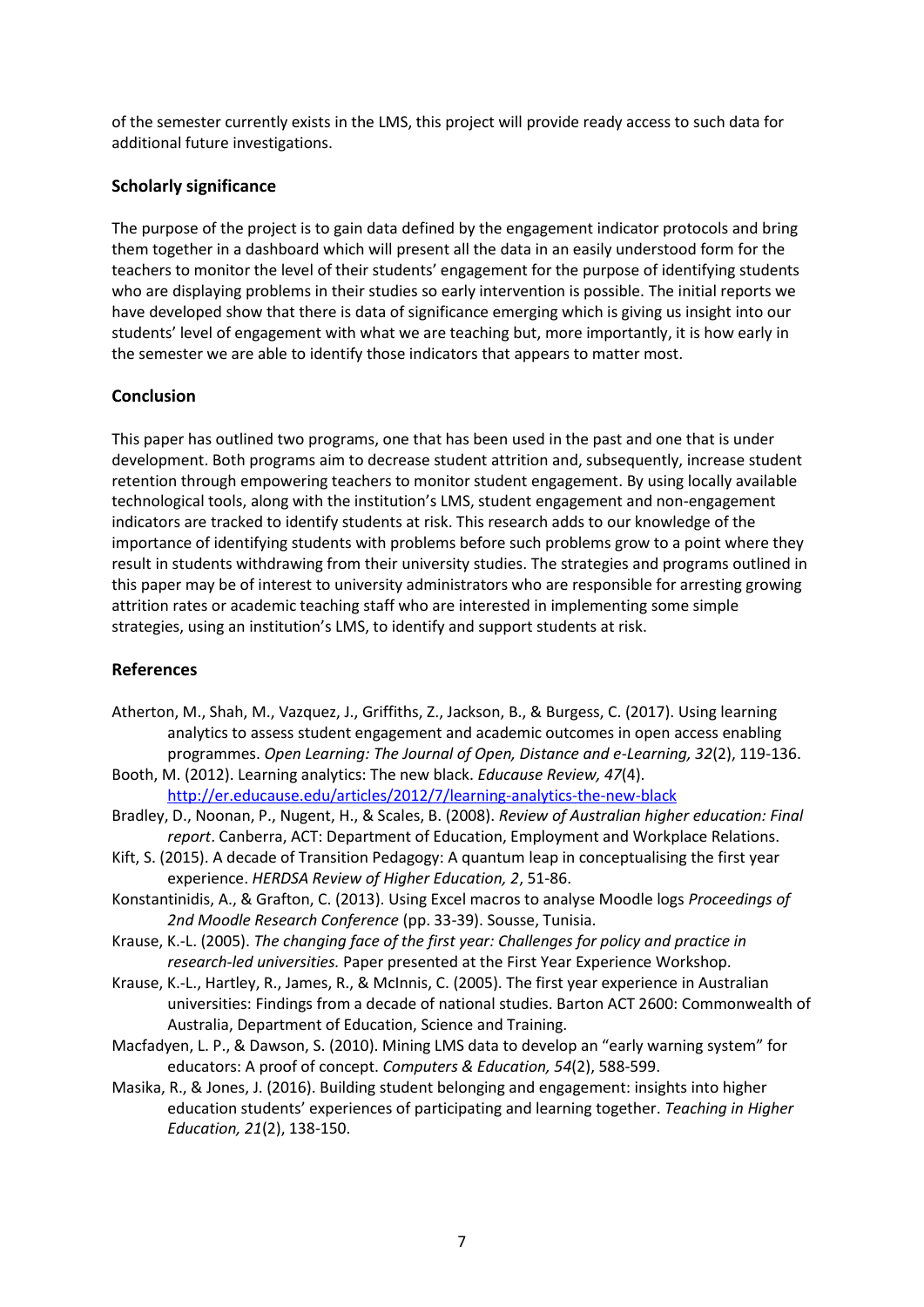of the semester currently exists in the LMS, this project will provide ready access to such data for additional future investigations.

## Scholarly significance

The purpose of the project is to gain data defined by the engagement indicator protocols and bring them together in a dashboard which will present all the data in an easily understood form for the teachers to monitor the level of their students' engagement for the purpose of identifying students who are displaying problems in their studies so early intervention is possible. The initial reports we have developed show that there is data of significance emerging which is giving us insight into our students' level of engagement with what we are teaching but, more importantly, it is how early in the semester we are able to identify those indicators that appears to matter most.

## Conclusion

This paper has outlined two programs, one that has been used in the past and one that is under development. Both programs aim to decrease student attrition and, subsequently, increase student retention through empowering teachers to monitor student engagement. By using locally available technological tools, along with the institution's LMS, student engagement and non-engagement indicators are tracked to identify students at risk. This research adds to our knowledge of the importance of identifying students with problems before such problems grow to a point where they result in students withdrawing from their university studies. The strategies and programs outlined in this paper may be of interest to university administrators who are responsible for arresting growing attrition rates or academic teaching staff who are interested in implementing some simple strategies, using an institution's LMS, to identify and support students at risk.

## References

Atherton, M., Shah, M., Vazquez, J., Griffiths, Z., Jackson, B., & Burgess, C. (2017). Using learning analytics to assess student engagement and academic outcomes in open access enabling programmes. *Open Learning: The Journal of Open, Distance and e-Learning, 32*(2), 119-136.

Booth, M. (2012). Learning analytics: The new black. *Educause Review, 47*(4). http://er.educause.edu/articles/2012/7/learning-analytics-the-new-black

Bradley, D., Noonan, P., Nugent, H., & Scales, B. (2008). *Review of Australian higher education: Final report*. Canberra, ACT: Department of Education, Employment and Workplace Relations.

Kift, S. (2015). A decade of Transition Pedagogy: A quantum leap in conceptualising the first year experience. *HERDSA Review of Higher Education, 2*, 51-86.

Konstantinidis, A., & Grafton, C. (2013). Using Excel macros to analyse Moodle logs *Proceedings of 2nd Moodle Research Conference* (pp. 33-39). Sousse, Tunisia.

Krause, K.-L. (2005). *The changing face of the first year: Challenges for policy and practice in research-led universities.* Paper presented at the First Year Experience Workshop.

Krause, K.-L., Hartley, R., James, R., & McInnis, C. (2005). The first year experience in Australian universities: Findings from a decade of national studies. Barton ACT 2600: Commonwealth of Australia, Department of Education, Science and Training.

Macfadyen, L. P., & Dawson, S. (2010). Mining LMS data to develop an "early warning system" for educators: A proof of concept. *Computers & Education, 54*(2), 588-599.

Masika, R., & Jones, J. (2016). Building student belonging and engagement: insights into higher education students' experiences of participating and learning together. *Teaching in Higher Education, 21*(2), 138-150.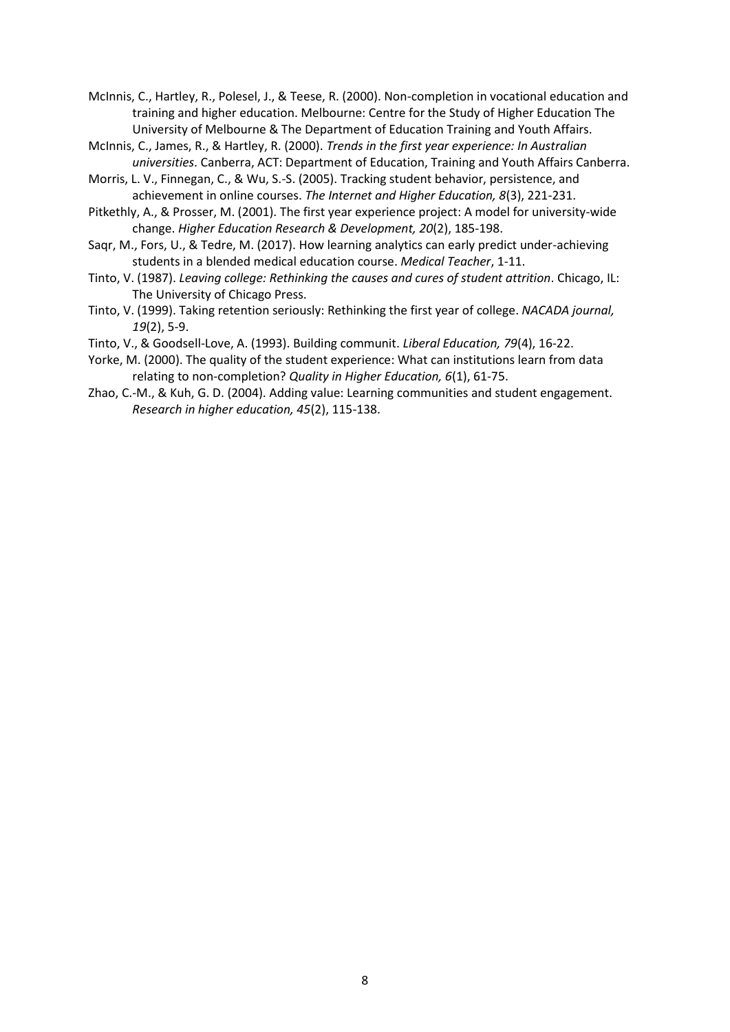McInnis, C., Hartley, R., Polesel, J., & Teese, R. (2000). Non-completion in vocational education and training and higher education. Melbourne: Centre for the Study of Higher Education The University of Melbourne & The Department of Education Training and Youth Affairs.

McInnis, C., James, R., & Hartley, R. (2000). *Trends in the first year experience: In Australian universities*. Canberra, ACT: Department of Education, Training and Youth Affairs Canberra.

Morris, L. V., Finnegan, C., & Wu, S.-S. (2005). Tracking student behavior, persistence, and achievement in online courses. *The Internet and Higher Education, 8*(3), 221-231.

Pitkethly, A., & Prosser, M. (2001). The first year experience project: A model for university-wide change. *Higher Education Research & Development, 20*(2), 185-198.

Saqr, M., Fors, U., & Tedre, M. (2017). How learning analytics can early predict under-achieving students in a blended medical education course. *Medical Teacher*, 1-11.

Tinto, V. (1987). *Leaving college: Rethinking the causes and cures of student attrition*. Chicago, IL: The University of Chicago Press.

Tinto, V. (1999). Taking retention seriously: Rethinking the first year of college. *NACADA journal, 19*(2), 5-9.

Tinto, V., & Goodsell-Love, A. (1993). Building communit. *Liberal Education, 79*(4), 16-22.

Yorke, M. (2000). The quality of the student experience: What can institutions learn from data relating to non-completion? *Quality in Higher Education, 6*(1), 61-75.

Zhao, C.-M., & Kuh, G. D. (2004). Adding value: Learning communities and student engagement. *Research in higher education, 45*(2), 115-138.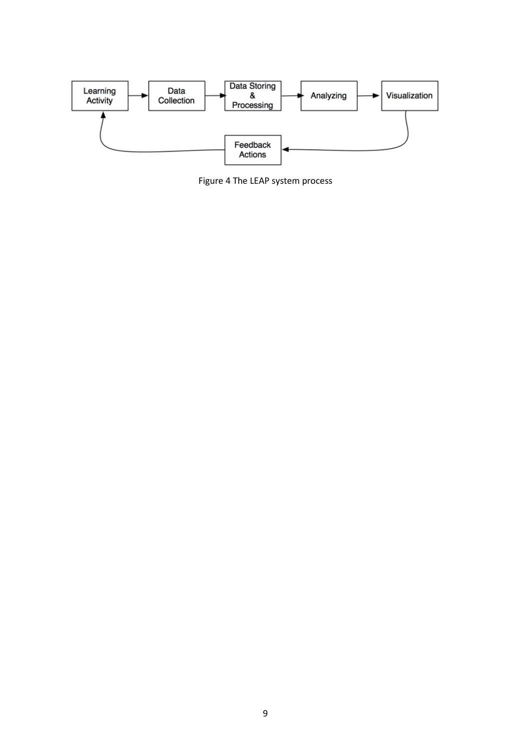Figure 4 The LEAP system process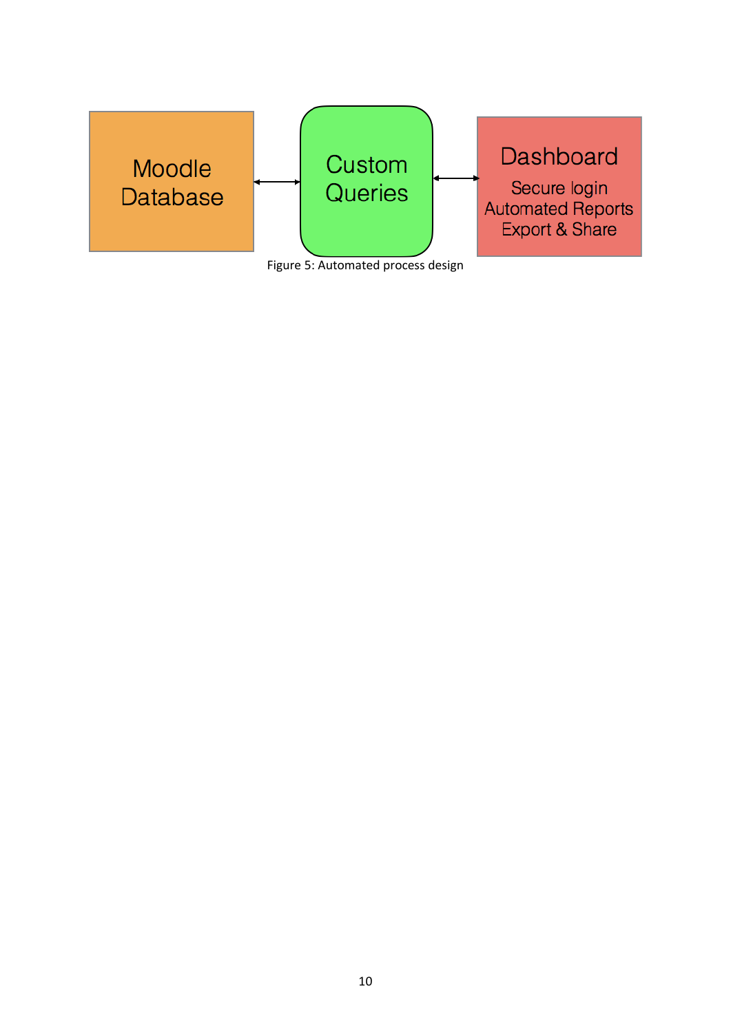Moodle Database ↔ Custom Queries ↔ Dashboard

**Dashboard**
- Secure login
- Automated Reports
- Export & Share

Figure 5: Automated process design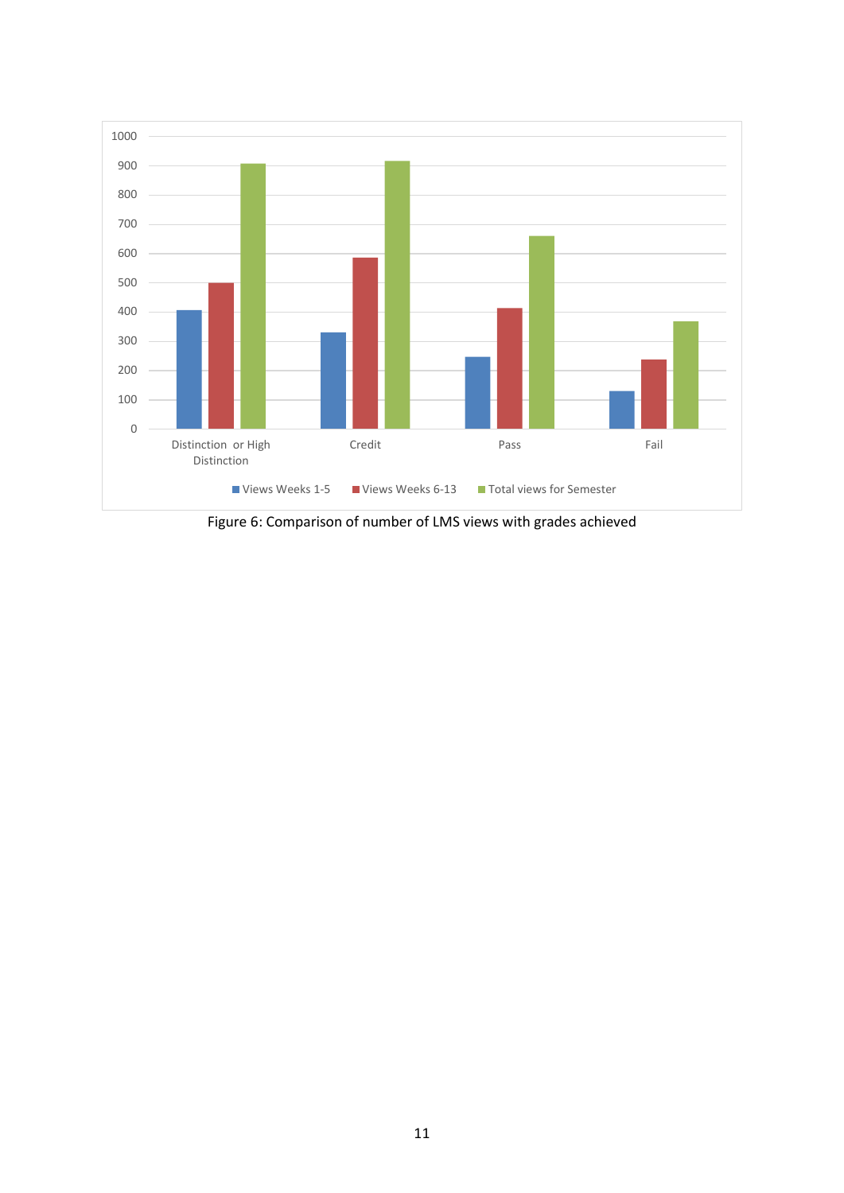1000
900
800
700
600
500
400
300
200
100
0

Distinction or High Distinction
Credit
Pass
Fail

Views Weeks 1-5
Views Weeks 6-13
Total views for Semester

Figure 6: Comparison of number of LMS views with grades achieved